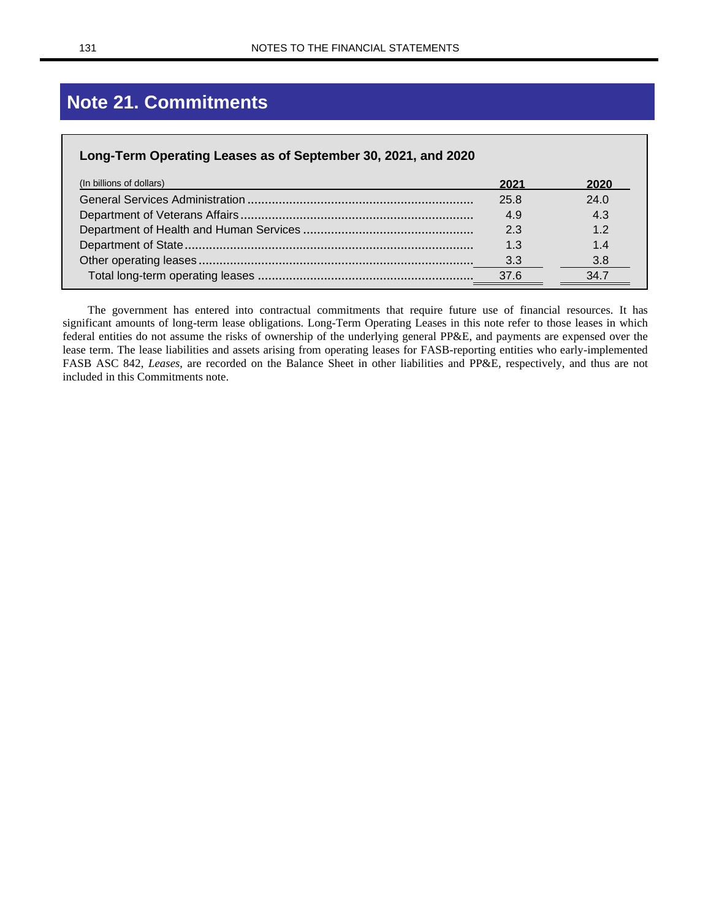# Note 21. Commitments

**Long-Term Operating Leases as of September 30, 2021, and 2020**

| (In billions of dollars) | 2021 | 2020 |
|---|---|---|
| General Services Administration | 25.8 | 24.0 |
| Department of Veterans Affairs | 4.9 | 4.3 |
| Department of Health and Human Services | 2.3 | 1.2 |
| Department of State | 1.3 | 1.4 |
| Other operating leases | 3.3 | 3.8 |
| Total long-term operating leases | 37.6 | 34.7 |

The government has entered into contractual commitments that require future use of financial resources. It has significant amounts of long-term lease obligations. Long-Term Operating Leases in this note refer to those leases in which federal entities do not assume the risks of ownership of the underlying general PP&E, and payments are expensed over the lease term. The lease liabilities and assets arising from operating leases for FASB-reporting entities who early-implemented FASB ASC 842, *Leases*, are recorded on the Balance Sheet in other liabilities and PP&E, respectively, and thus are not included in this Commitments note.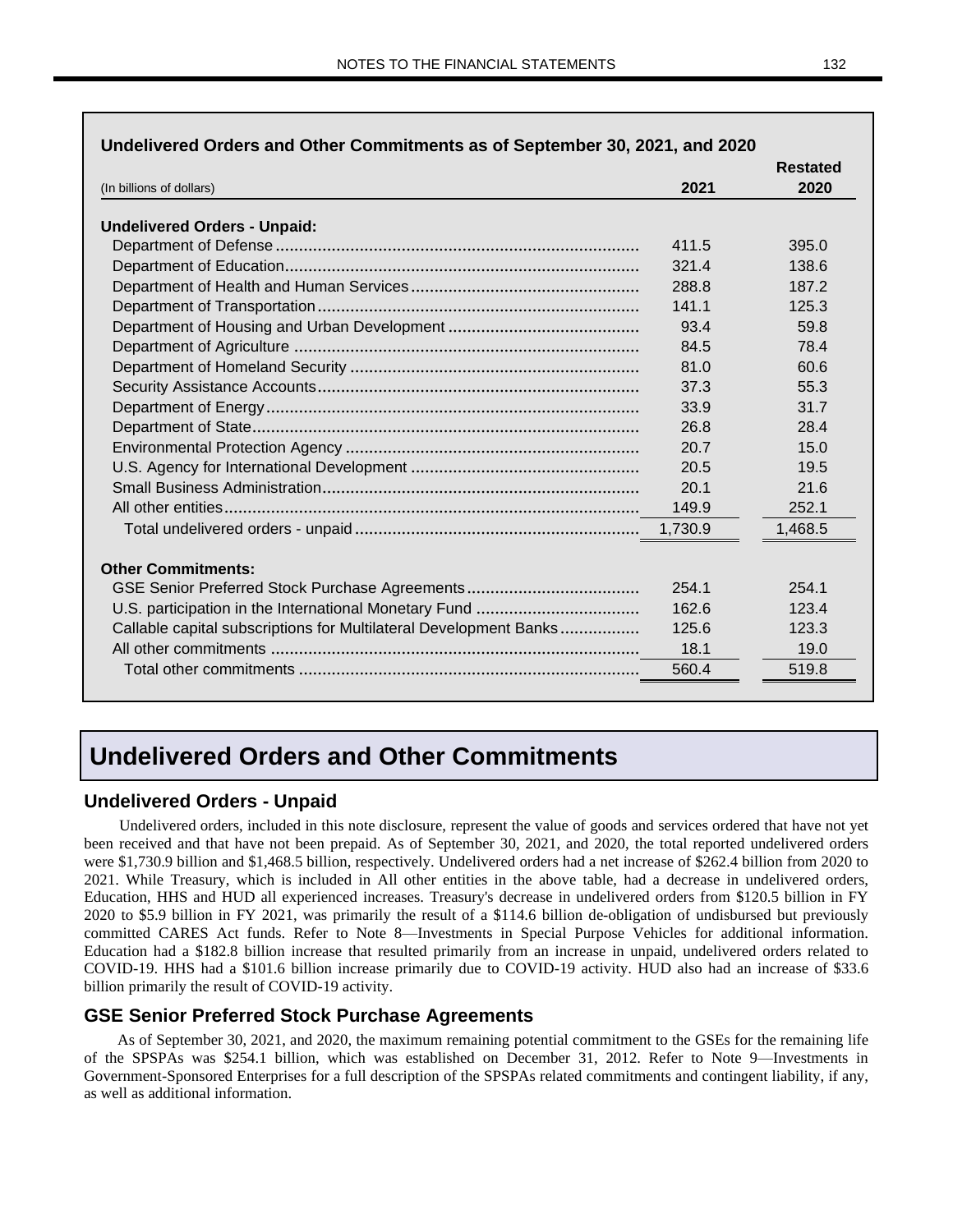**Undelivered Orders and Other Commitments as of September 30, 2021, and 2020**

| (In billions of dollars) | 2021 | Restated 2020 |
|---|---|---|
| **Undelivered Orders - Unpaid:** | | |
| Department of Defense | 411.5 | 395.0 |
| Department of Education | 321.4 | 138.6 |
| Department of Health and Human Services | 288.8 | 187.2 |
| Department of Transportation | 141.1 | 125.3 |
| Department of Housing and Urban Development | 93.4 | 59.8 |
| Department of Agriculture | 84.5 | 78.4 |
| Department of Homeland Security | 81.0 | 60.6 |
| Security Assistance Accounts | 37.3 | 55.3 |
| Department of Energy | 33.9 | 31.7 |
| Department of State | 26.8 | 28.4 |
| Environmental Protection Agency | 20.7 | 15.0 |
| U.S. Agency for International Development | 20.5 | 19.5 |
| Small Business Administration | 20.1 | 21.6 |
| All other entities | 149.9 | 252.1 |
| Total undelivered orders - unpaid | 1,730.9 | 1,468.5 |
| **Other Commitments:** | | |
| GSE Senior Preferred Stock Purchase Agreements | 254.1 | 254.1 |
| U.S. participation in the International Monetary Fund | 162.6 | 123.4 |
| Callable capital subscriptions for Multilateral Development Banks | 125.6 | 123.3 |
| All other commitments | 18.1 | 19.0 |
| Total other commitments | 560.4 | 519.8 |

# Undelivered Orders and Other Commitments

## Undelivered Orders - Unpaid

Undelivered orders, included in this note disclosure, represent the value of goods and services ordered that have not yet been received and that have not been prepaid. As of September 30, 2021, and 2020, the total reported undelivered orders were $1,730.9 billion and $1,468.5 billion, respectively. Undelivered orders had a net increase of $262.4 billion from 2020 to 2021. While Treasury, which is included in All other entities in the above table, had a decrease in undelivered orders, Education, HHS and HUD all experienced increases. Treasury's decrease in undelivered orders from $120.5 billion in FY 2020 to $5.9 billion in FY 2021, was primarily the result of a $114.6 billion de-obligation of undisbursed but previously committed CARES Act funds. Refer to Note 8—Investments in Special Purpose Vehicles for additional information. Education had a $182.8 billion increase that resulted primarily from an increase in unpaid, undelivered orders related to COVID-19. HHS had a $101.6 billion increase primarily due to COVID-19 activity. HUD also had an increase of $33.6 billion primarily the result of COVID-19 activity.

## GSE Senior Preferred Stock Purchase Agreements

As of September 30, 2021, and 2020, the maximum remaining potential commitment to the GSEs for the remaining life of the SPSPAs was $254.1 billion, which was established on December 31, 2012. Refer to Note 9—Investments in Government-Sponsored Enterprises for a full description of the SPSPAs related commitments and contingent liability, if any, as well as additional information.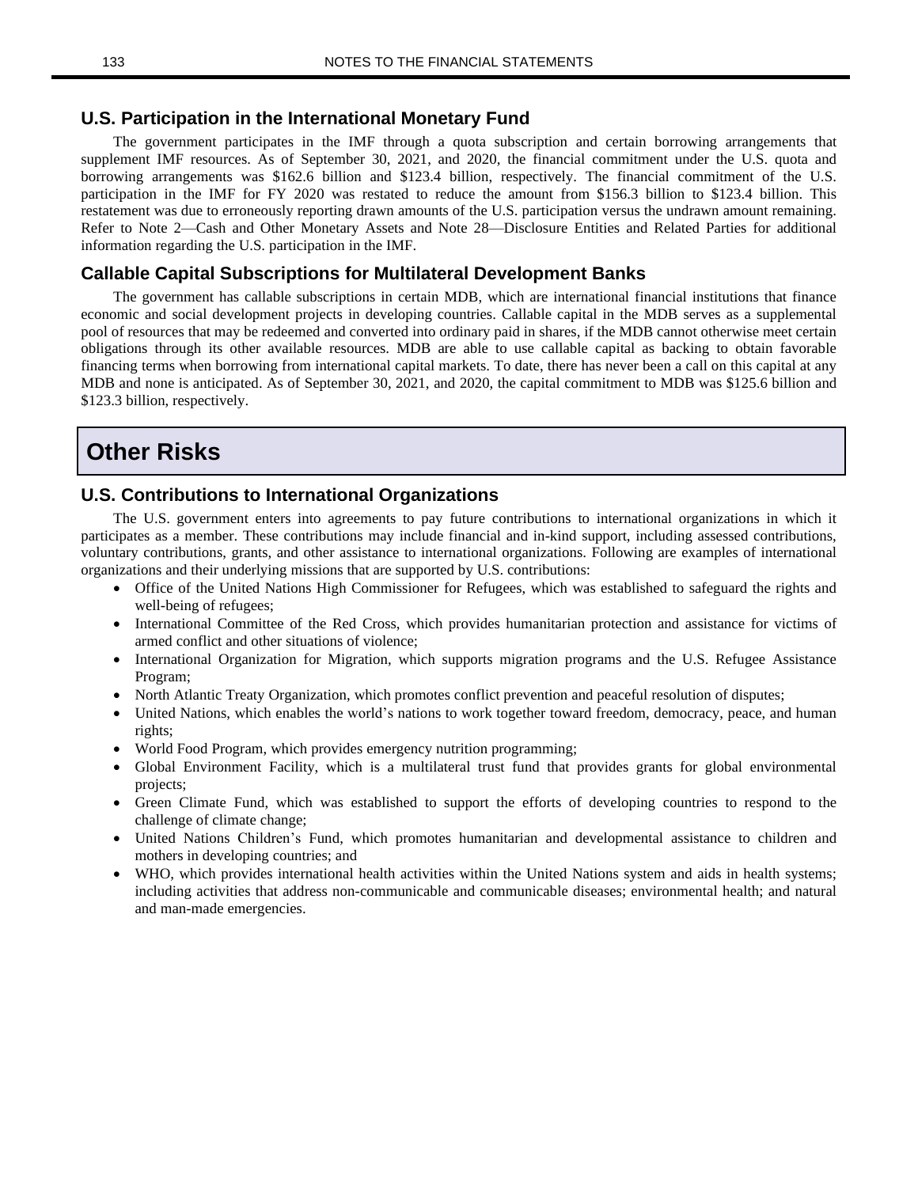### U.S. Participation in the International Monetary Fund

The government participates in the IMF through a quota subscription and certain borrowing arrangements that supplement IMF resources. As of September 30, 2021, and 2020, the financial commitment under the U.S. quota and borrowing arrangements was $162.6 billion and $123.4 billion, respectively. The financial commitment of the U.S. participation in the IMF for FY 2020 was restated to reduce the amount from $156.3 billion to $123.4 billion. This restatement was due to erroneously reporting drawn amounts of the U.S. participation versus the undrawn amount remaining. Refer to Note 2—Cash and Other Monetary Assets and Note 28—Disclosure Entities and Related Parties for additional information regarding the U.S. participation in the IMF.

### Callable Capital Subscriptions for Multilateral Development Banks

The government has callable subscriptions in certain MDB, which are international financial institutions that finance economic and social development projects in developing countries. Callable capital in the MDB serves as a supplemental pool of resources that may be redeemed and converted into ordinary paid in shares, if the MDB cannot otherwise meet certain obligations through its other available resources. MDB are able to use callable capital as backing to obtain favorable financing terms when borrowing from international capital markets. To date, there has never been a call on this capital at any MDB and none is anticipated. As of September 30, 2021, and 2020, the capital commitment to MDB was $125.6 billion and $123.3 billion, respectively.

## Other Risks

### U.S. Contributions to International Organizations

The U.S. government enters into agreements to pay future contributions to international organizations in which it participates as a member. These contributions may include financial and in-kind support, including assessed contributions, voluntary contributions, grants, and other assistance to international organizations. Following are examples of international organizations and their underlying missions that are supported by U.S. contributions:

- Office of the United Nations High Commissioner for Refugees, which was established to safeguard the rights and well-being of refugees;
- International Committee of the Red Cross, which provides humanitarian protection and assistance for victims of armed conflict and other situations of violence;
- International Organization for Migration, which supports migration programs and the U.S. Refugee Assistance Program;
- North Atlantic Treaty Organization, which promotes conflict prevention and peaceful resolution of disputes;
- United Nations, which enables the world's nations to work together toward freedom, democracy, peace, and human rights;
- World Food Program, which provides emergency nutrition programming;
- Global Environment Facility, which is a multilateral trust fund that provides grants for global environmental projects;
- Green Climate Fund, which was established to support the efforts of developing countries to respond to the challenge of climate change;
- United Nations Children's Fund, which promotes humanitarian and developmental assistance to children and mothers in developing countries; and
- WHO, which provides international health activities within the United Nations system and aids in health systems; including activities that address non-communicable and communicable diseases; environmental health; and natural and man-made emergencies.